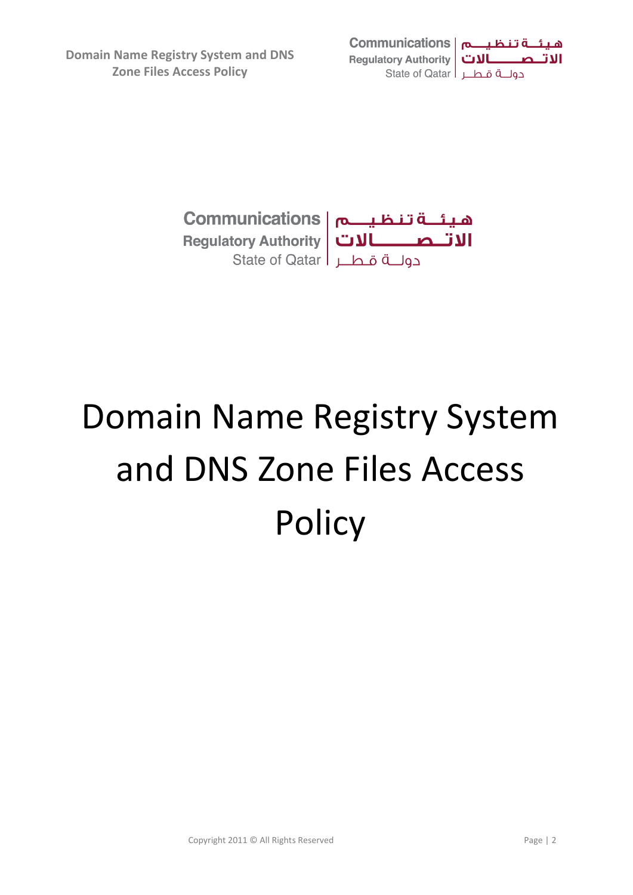Communications Regulatory Authority
State of Qatar

هيئة تنظيم الاتصالات
دولة قطر

# Domain Name Registry System and DNS Zone Files Access Policy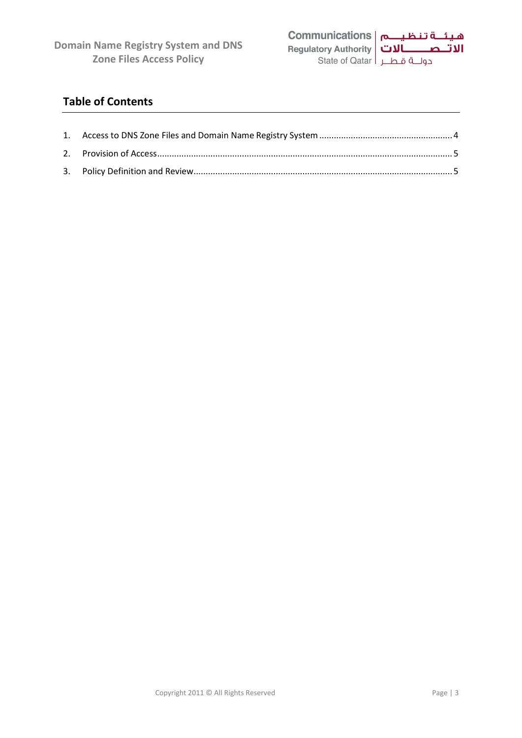## Table of Contents

1. Access to DNS Zone Files and Domain Name Registry System ........ 4
2. Provision of Access ........ 5
3. Policy Definition and Review ........ 5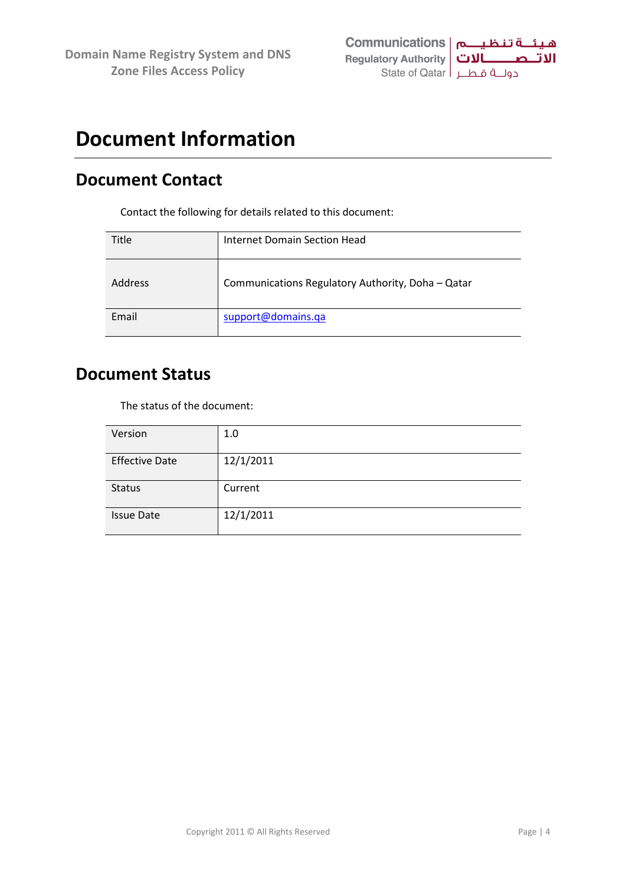# Document Information

## Document Contact

Contact the following for details related to this document:

| Title | Internet Domain Section Head |
|---|---|
| Address | Communications Regulatory Authority, Doha – Qatar |
| Email | support@domains.qa |

## Document Status

The status of the document:

| Version | 1.0 |
|---|---|
| Effective Date | 12/1/2011 |
| Status | Current |
| Issue Date | 12/1/2011 |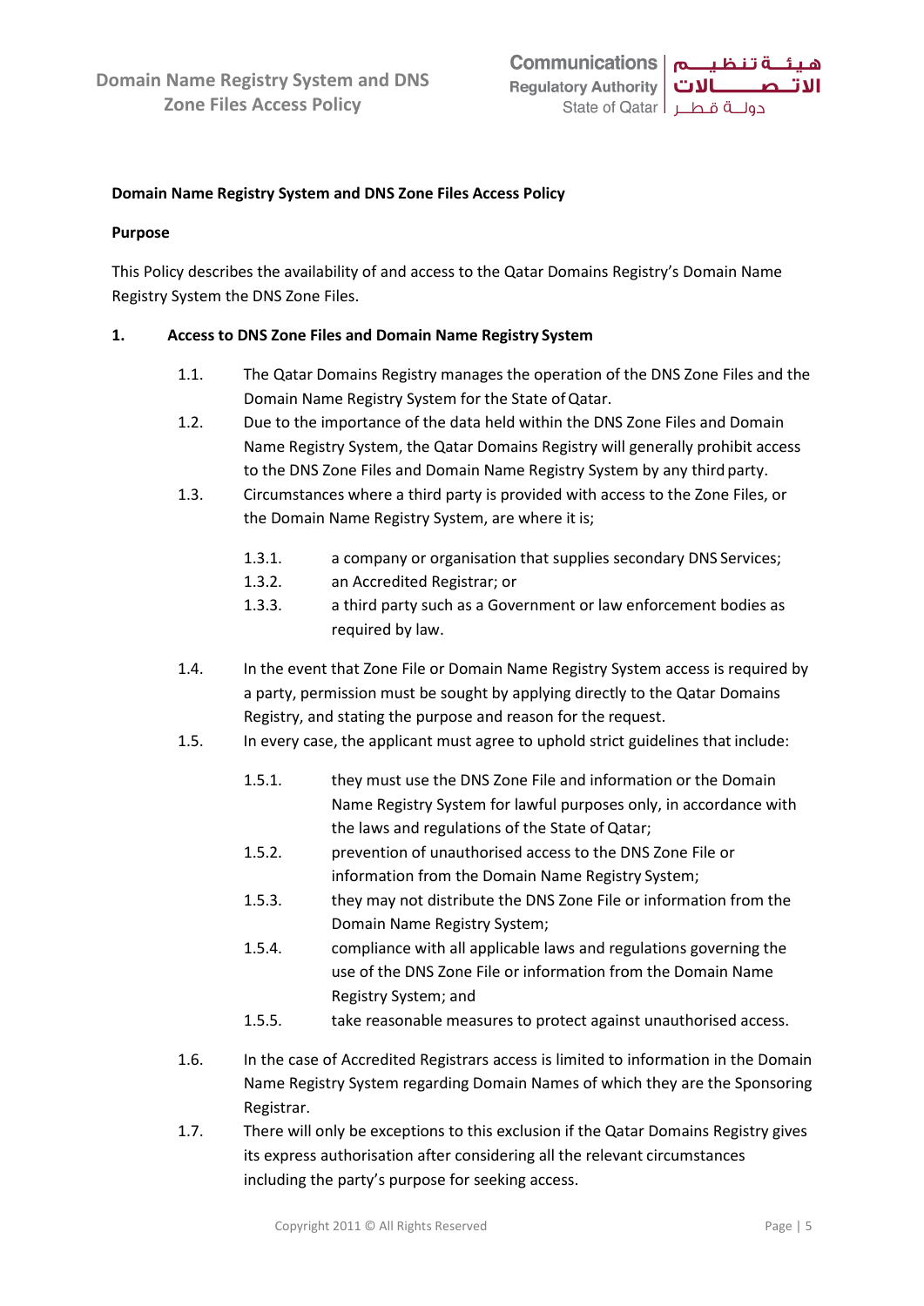# Domain Name Registry System and DNS Zone Files Access Policy

## Purpose

This Policy describes the availability of and access to the Qatar Domains Registry's Domain Name Registry System the DNS Zone Files.

## 1. Access to DNS Zone Files and Domain Name Registry System

1.1. The Qatar Domains Registry manages the operation of the DNS Zone Files and the Domain Name Registry System for the State of Qatar.

1.2. Due to the importance of the data held within the DNS Zone Files and Domain Name Registry System, the Qatar Domains Registry will generally prohibit access to the DNS Zone Files and Domain Name Registry System by any third party.

1.3. Circumstances where a third party is provided with access to the Zone Files, or the Domain Name Registry System, are where it is;

- 1.3.1. a company or organisation that supplies secondary DNS Services;
- 1.3.2. an Accredited Registrar; or
- 1.3.3. a third party such as a Government or law enforcement bodies as required by law.

1.4. In the event that Zone File or Domain Name Registry System access is required by a party, permission must be sought by applying directly to the Qatar Domains Registry, and stating the purpose and reason for the request.

1.5. In every case, the applicant must agree to uphold strict guidelines that include:

- 1.5.1. they must use the DNS Zone File and information or the Domain Name Registry System for lawful purposes only, in accordance with the laws and regulations of the State of Qatar;
- 1.5.2. prevention of unauthorised access to the DNS Zone File or information from the Domain Name Registry System;
- 1.5.3. they may not distribute the DNS Zone File or information from the Domain Name Registry System;
- 1.5.4. compliance with all applicable laws and regulations governing the use of the DNS Zone File or information from the Domain Name Registry System; and
- 1.5.5. take reasonable measures to protect against unauthorised access.

1.6. In the case of Accredited Registrars access is limited to information in the Domain Name Registry System regarding Domain Names of which they are the Sponsoring Registrar.

1.7. There will only be exceptions to this exclusion if the Qatar Domains Registry gives its express authorisation after considering all the relevant circumstances including the party's purpose for seeking access.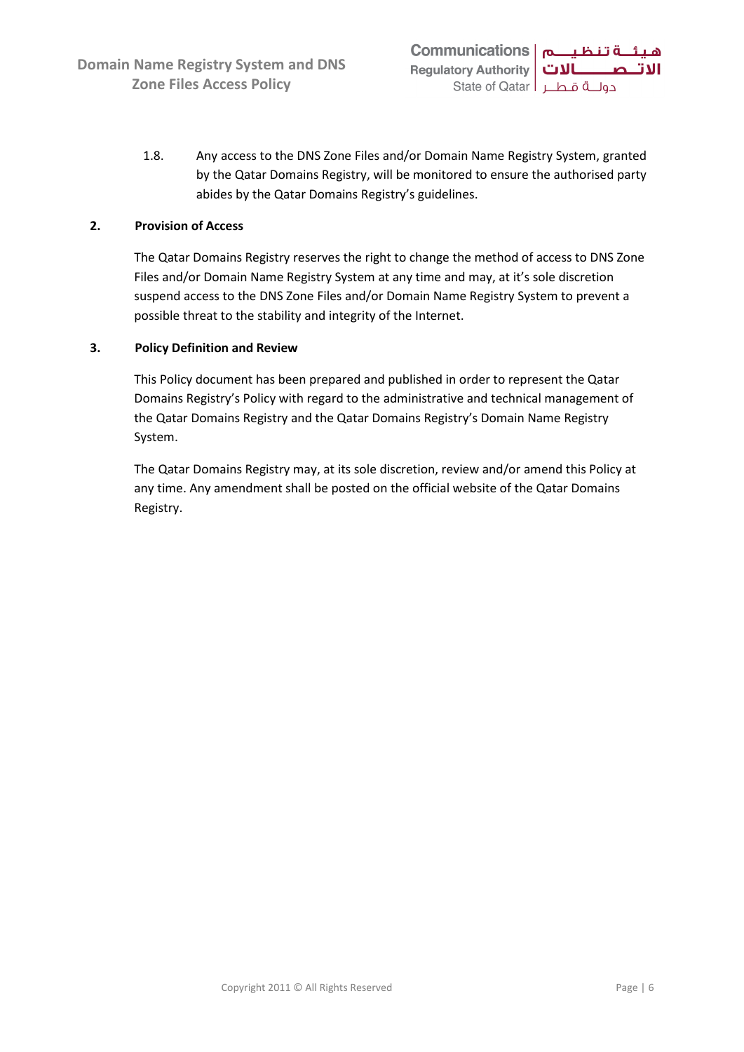1.8. Any access to the DNS Zone Files and/or Domain Name Registry System, granted by the Qatar Domains Registry, will be monitored to ensure the authorised party abides by the Qatar Domains Registry's guidelines.

## 2. Provision of Access

The Qatar Domains Registry reserves the right to change the method of access to DNS Zone Files and/or Domain Name Registry System at any time and may, at it's sole discretion suspend access to the DNS Zone Files and/or Domain Name Registry System to prevent a possible threat to the stability and integrity of the Internet.

## 3. Policy Definition and Review

This Policy document has been prepared and published in order to represent the Qatar Domains Registry's Policy with regard to the administrative and technical management of the Qatar Domains Registry and the Qatar Domains Registry's Domain Name Registry System.

The Qatar Domains Registry may, at its sole discretion, review and/or amend this Policy at any time. Any amendment shall be posted on the official website of the Qatar Domains Registry.